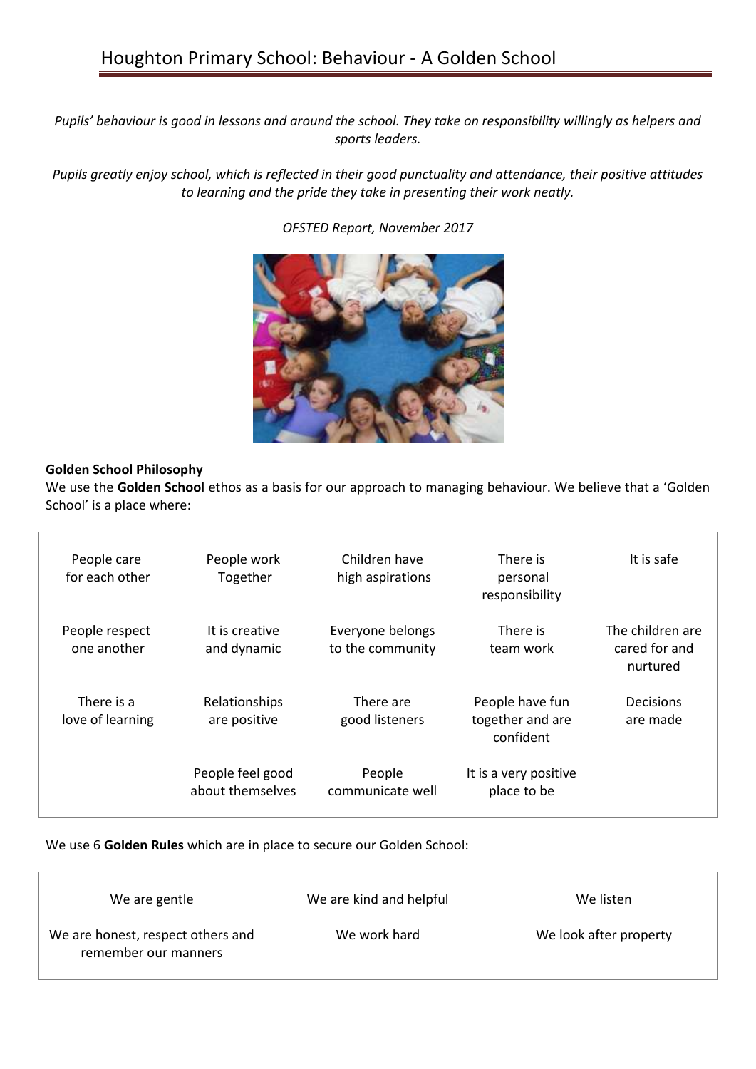# Houghton Primary School: Behaviour - A Golden School

*Pupils' behaviour is good in lessons and around the school. They take on responsibility willingly as helpers and sports leaders.*

*Pupils greatly enjoy school, which is reflected in their good punctuality and attendance, their positive attitudes to learning and the pride they take in presenting their work neatly.*

*OFSTED Report, November 2017*

**Golden School Philosophy**

We use the **Golden School** ethos as a basis for our approach to managing behaviour. We believe that a 'Golden School' is a place where:

| | | | | |
|---|---|---|---|---|
| People care for each other | People work Together | Children have high aspirations | There is personal responsibility | It is safe |
| People respect one another | It is creative and dynamic | Everyone belongs to the community | There is team work | The children are cared for and nurtured |
| There is a love of learning | Relationships are positive | There are good listeners | People have fun together and are confident | Decisions are made |
| | People feel good about themselves | People communicate well | It is a very positive place to be | |

We use 6 **Golden Rules** which are in place to secure our Golden School:

| | | |
|---|---|---|
| We are gentle | We are kind and helpful | We listen |
| We are honest, respect others and remember our manners | We work hard | We look after property |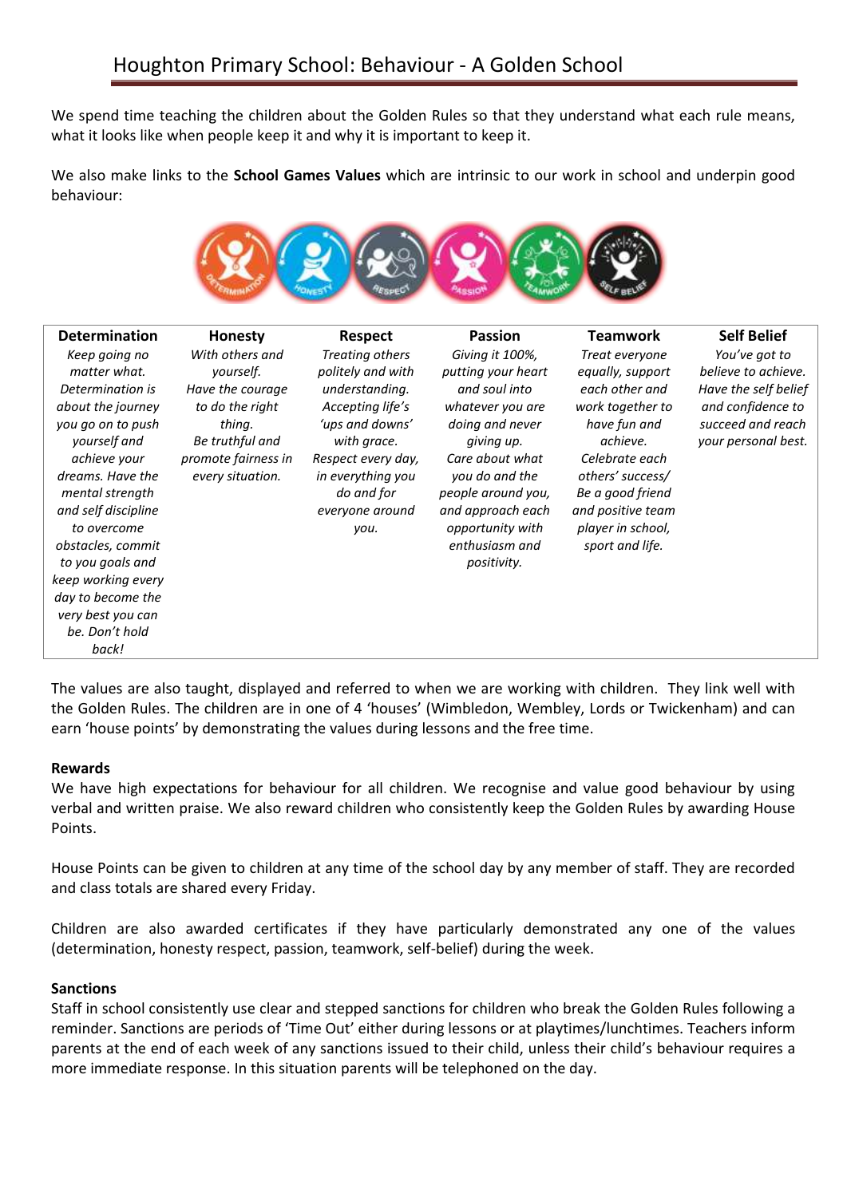# Houghton Primary School: Behaviour - A Golden School

We spend time teaching the children about the Golden Rules so that they understand what each rule means, what it looks like when people keep it and why it is important to keep it.

We also make links to the **School Games Values** which are intrinsic to our work in school and underpin good behaviour:

| Determination | Honesty | Respect | Passion | Teamwork | Self Belief |
|---|---|---|---|---|---|
| *Keep going no matter what. Determination is about the journey you go on to push yourself and achieve your dreams. Have the mental strength and self discipline to overcome obstacles, commit to you goals and keep working every day to become the very best you can be. Don't hold back!* | *With others and yourself. Have the courage to do the right thing. Be truthful and promote fairness in every situation.* | *Treating others politely and with understanding. Accepting life's 'ups and downs' with grace. Respect every day, in everything you do and for everyone around you.* | *Giving it 100%, putting your heart and soul into whatever you are doing and never giving up. Care about what you do and the people around you, and approach each opportunity with enthusiasm and positivity.* | *Treat everyone equally, support each other and work together to have fun and achieve. Celebrate each others' success/ Be a good friend and positive team player in school, sport and life.* | *You've got to believe to achieve. Have the self belief and confidence to succeed and reach your personal best.* |

The values are also taught, displayed and referred to when we are working with children. They link well with the Golden Rules. The children are in one of 4 'houses' (Wimbledon, Wembley, Lords or Twickenham) and can earn 'house points' by demonstrating the values during lessons and the free time.

**Rewards**

We have high expectations for behaviour for all children. We recognise and value good behaviour by using verbal and written praise. We also reward children who consistently keep the Golden Rules by awarding House Points.

House Points can be given to children at any time of the school day by any member of staff. They are recorded and class totals are shared every Friday.

Children are also awarded certificates if they have particularly demonstrated any one of the values (determination, honesty respect, passion, teamwork, self-belief) during the week.

**Sanctions**

Staff in school consistently use clear and stepped sanctions for children who break the Golden Rules following a reminder. Sanctions are periods of 'Time Out' either during lessons or at playtimes/lunchtimes. Teachers inform parents at the end of each week of any sanctions issued to their child, unless their child's behaviour requires a more immediate response. In this situation parents will be telephoned on the day.